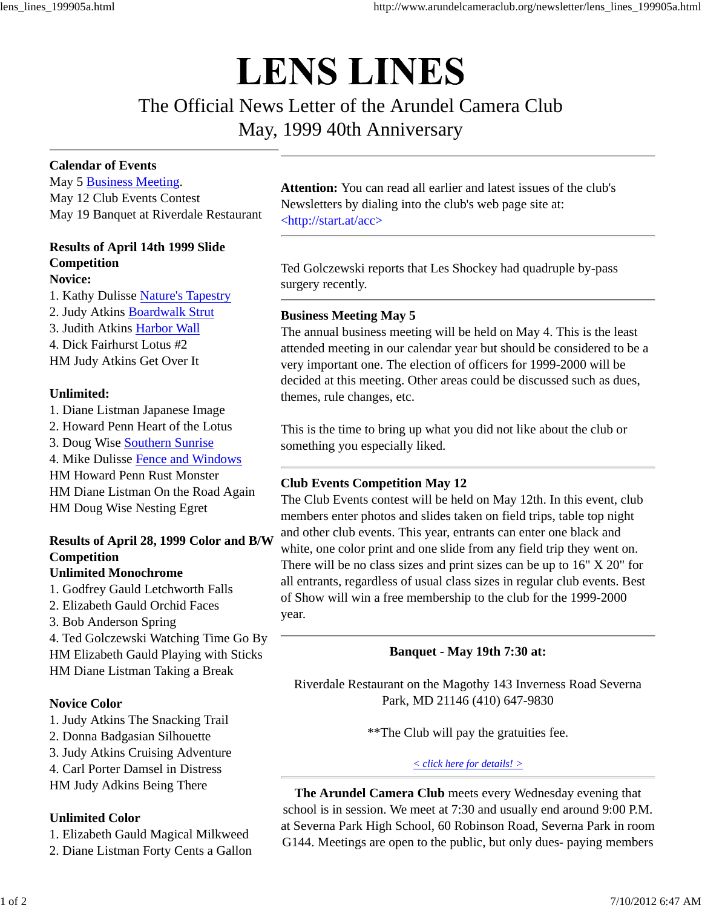# LENS LINES

## The Official News Letter of the Arundel Camera Club

## May, 1999 40th Anniversary

---

**Calendar of Events**
May 5 Business Meeting.
May 12 Club Events Contest
May 19 Banquet at Riverdale Restaurant

**Results of April 14th 1999 Slide Competition**
**Novice:**
1. Kathy Dulisse Nature's Tapestry
2. Judy Atkins Boardwalk Strut
3. Judith Atkins Harbor Wall
4. Dick Fairhurst Lotus #2

HM Judy Atkins Get Over It

**Unlimited:**
1. Diane Listman Japanese Image
2. Howard Penn Heart of the Lotus
3. Doug Wise Southern Sunrise
4. Mike Dulisse Fence and Windows

HM Howard Penn Rust Monster
HM Diane Listman On the Road Again
HM Doug Wise Nesting Egret

**Results of April 28, 1999 Color and B/W Competition**
**Unlimited Monochrome**
1. Godfrey Gauld Letchworth Falls
2. Elizabeth Gauld Orchid Faces
3. Bob Anderson Spring
4. Ted Golczewski Watching Time Go By

HM Elizabeth Gauld Playing with Sticks
HM Diane Listman Taking a Break

**Novice Color**
1. Judy Atkins The Snacking Trail
2. Donna Badgasian Silhouette
3. Judy Atkins Cruising Adventure
4. Carl Porter Damsel in Distress

HM Judy Adkins Being There

**Unlimited Color**
1. Elizabeth Gauld Magical Milkweed
2. Diane Listman Forty Cents a Gallon

---

**Attention:** You can read all earlier and latest issues of the club's Newsletters by dialing into the club's web page site at: <http://start.at/acc>

---

Ted Golczewski reports that Les Shockey had quadruple by-pass surgery recently.

---

**Business Meeting May 5**
The annual business meeting will be held on May 4. This is the least attended meeting in our calendar year but should be considered to be a very important one. The election of officers for 1999-2000 will be decided at this meeting. Other areas could be discussed such as dues, themes, rule changes, etc.

This is the time to bring up what you did not like about the club or something you especially liked.

---

**Club Events Competition May 12**
The Club Events contest will be held on May 12th. In this event, club members enter photos and slides taken on field trips, table top night and other club events. This year, entrants can enter one black and white, one color print and one slide from any field trip they went on. There will be no class sizes and print sizes can be up to 16" X 20" for all entrants, regardless of usual class sizes in regular club events. Best of Show will win a free membership to the club for the 1999-2000 year.

---

**Banquet - May 19th 7:30 at:**

Riverdale Restaurant on the Magothy 143 Inverness Road Severna Park, MD 21146 (410) 647-9830

**The Club will pay the gratuities fee.

*< click here for details! >*

---

**The Arundel Camera Club** meets every Wednesday evening that school is in session. We meet at 7:30 and usually end around 9:00 P.M. at Severna Park High School, 60 Robinson Road, Severna Park in room G144. Meetings are open to the public, but only dues- paying members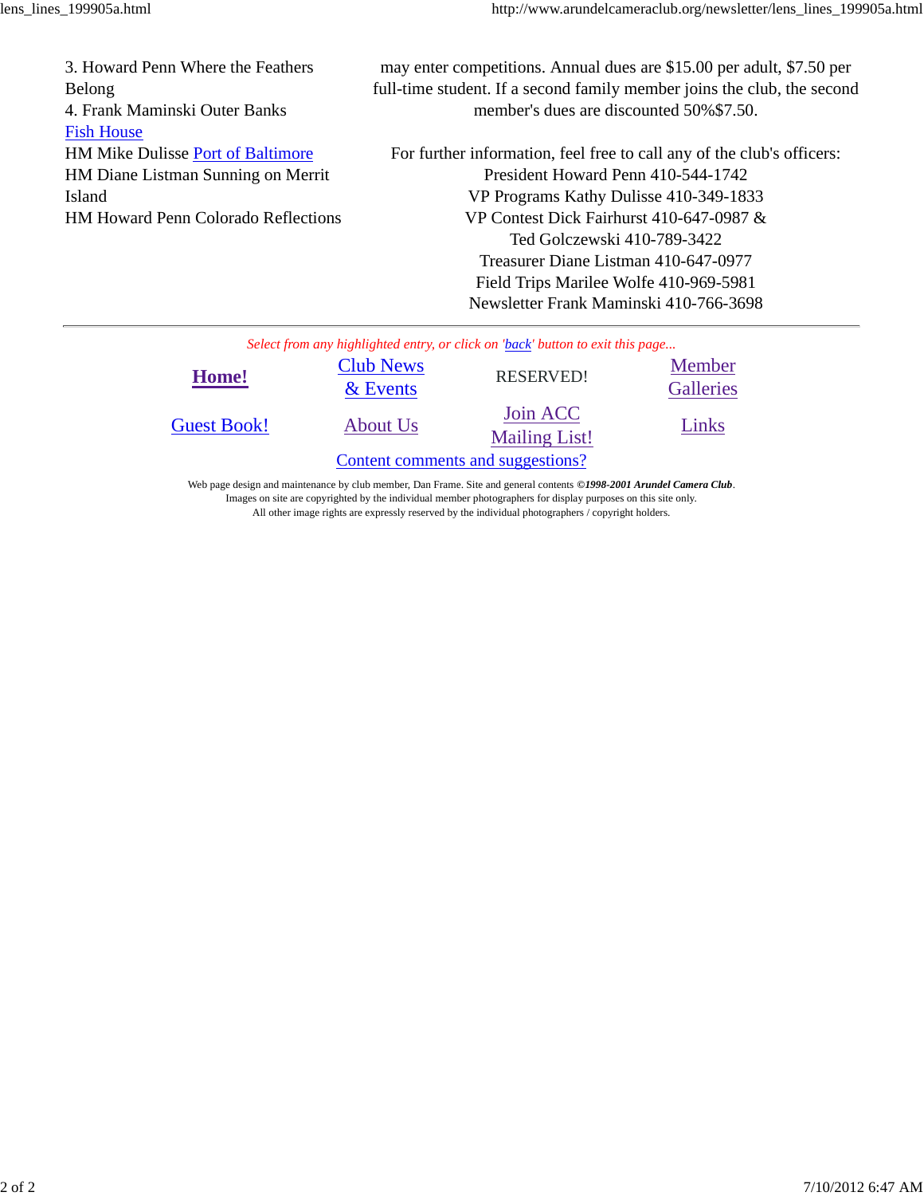3. Howard Penn Where the Feathers Belong
4. Frank Maminski Outer Banks Fish House
HM Mike Dulisse Port of Baltimore
HM Diane Listman Sunning on Merrit Island
HM Howard Penn Colorado Reflections

may enter competitions. Annual dues are $15.00 per adult, $7.50 per full-time student. If a second family member joins the club, the second member's dues are discounted 50%$7.50.

For further information, feel free to call any of the club's officers:
President Howard Penn 410-544-1742
VP Programs Kathy Dulisse 410-349-1833
VP Contest Dick Fairhurst 410-647-0987 & Ted Golczewski 410-789-3422
Treasurer Diane Listman 410-647-0977
Field Trips Marilee Wolfe 410-969-5981
Newsletter Frank Maminski 410-766-3698

---

*Select from any highlighted entry, or click on 'back' button to exit this page...*

| | | | |
|---|---|---|---|
| **Home!** | Club News & Events | RESERVED! | Member Galleries |
| Guest Book! | About Us | Join ACC Mailing List! | Links |

Content comments and suggestions?

Web page design and maintenance by club member, Dan Frame. Site and general contents ***©1998-2001 Arundel Camera Club***.
Images on site are copyrighted by the individual member photographers for display purposes on this site only.
All other image rights are expressly reserved by the individual photographers / copyright holders.